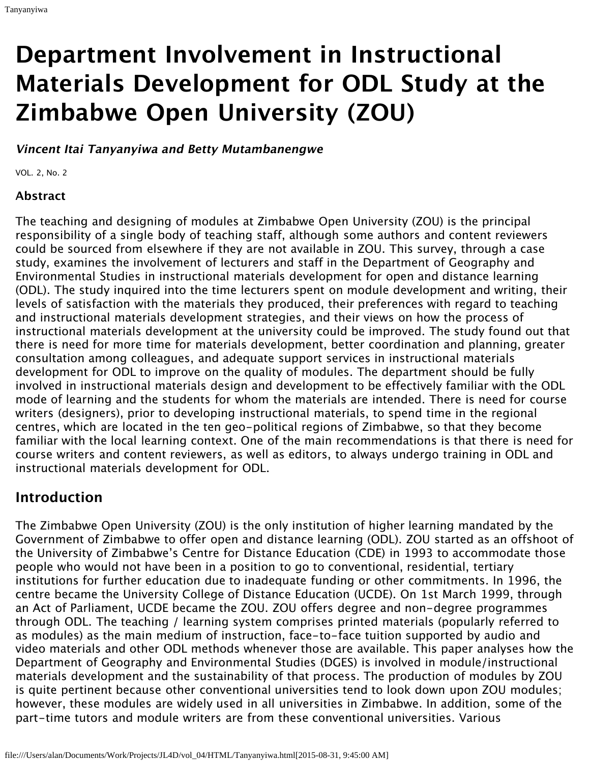# Department Involvement in Instructional Materials Development for ODL Study at the Zimbabwe Open University (ZOU)

***Vincent Itai Tanyanyiwa and Betty Mutambanengwe***

VOL. 2, No. 2

### Abstract

The teaching and designing of modules at Zimbabwe Open University (ZOU) is the principal responsibility of a single body of teaching staff, although some authors and content reviewers could be sourced from elsewhere if they are not available in ZOU. This survey, through a case study, examines the involvement of lecturers and staff in the Department of Geography and Environmental Studies in instructional materials development for open and distance learning (ODL). The study inquired into the time lecturers spent on module development and writing, their levels of satisfaction with the materials they produced, their preferences with regard to teaching and instructional materials development strategies, and their views on how the process of instructional materials development at the university could be improved. The study found out that there is need for more time for materials development, better coordination and planning, greater consultation among colleagues, and adequate support services in instructional materials development for ODL to improve on the quality of modules. The department should be fully involved in instructional materials design and development to be effectively familiar with the ODL mode of learning and the students for whom the materials are intended. There is need for course writers (designers), prior to developing instructional materials, to spend time in the regional centres, which are located in the ten geo-political regions of Zimbabwe, so that they become familiar with the local learning context. One of the main recommendations is that there is need for course writers and content reviewers, as well as editors, to always undergo training in ODL and instructional materials development for ODL.

## Introduction

The Zimbabwe Open University (ZOU) is the only institution of higher learning mandated by the Government of Zimbabwe to offer open and distance learning (ODL). ZOU started as an offshoot of the University of Zimbabwe's Centre for Distance Education (CDE) in 1993 to accommodate those people who would not have been in a position to go to conventional, residential, tertiary institutions for further education due to inadequate funding or other commitments. In 1996, the centre became the University College of Distance Education (UCDE). On 1st March 1999, through an Act of Parliament, UCDE became the ZOU. ZOU offers degree and non-degree programmes through ODL. The teaching / learning system comprises printed materials (popularly referred to as modules) as the main medium of instruction, face-to-face tuition supported by audio and video materials and other ODL methods whenever those are available. This paper analyses how the Department of Geography and Environmental Studies (DGES) is involved in module/instructional materials development and the sustainability of that process. The production of modules by ZOU is quite pertinent because other conventional universities tend to look down upon ZOU modules; however, these modules are widely used in all universities in Zimbabwe. In addition, some of the part-time tutors and module writers are from these conventional universities. Various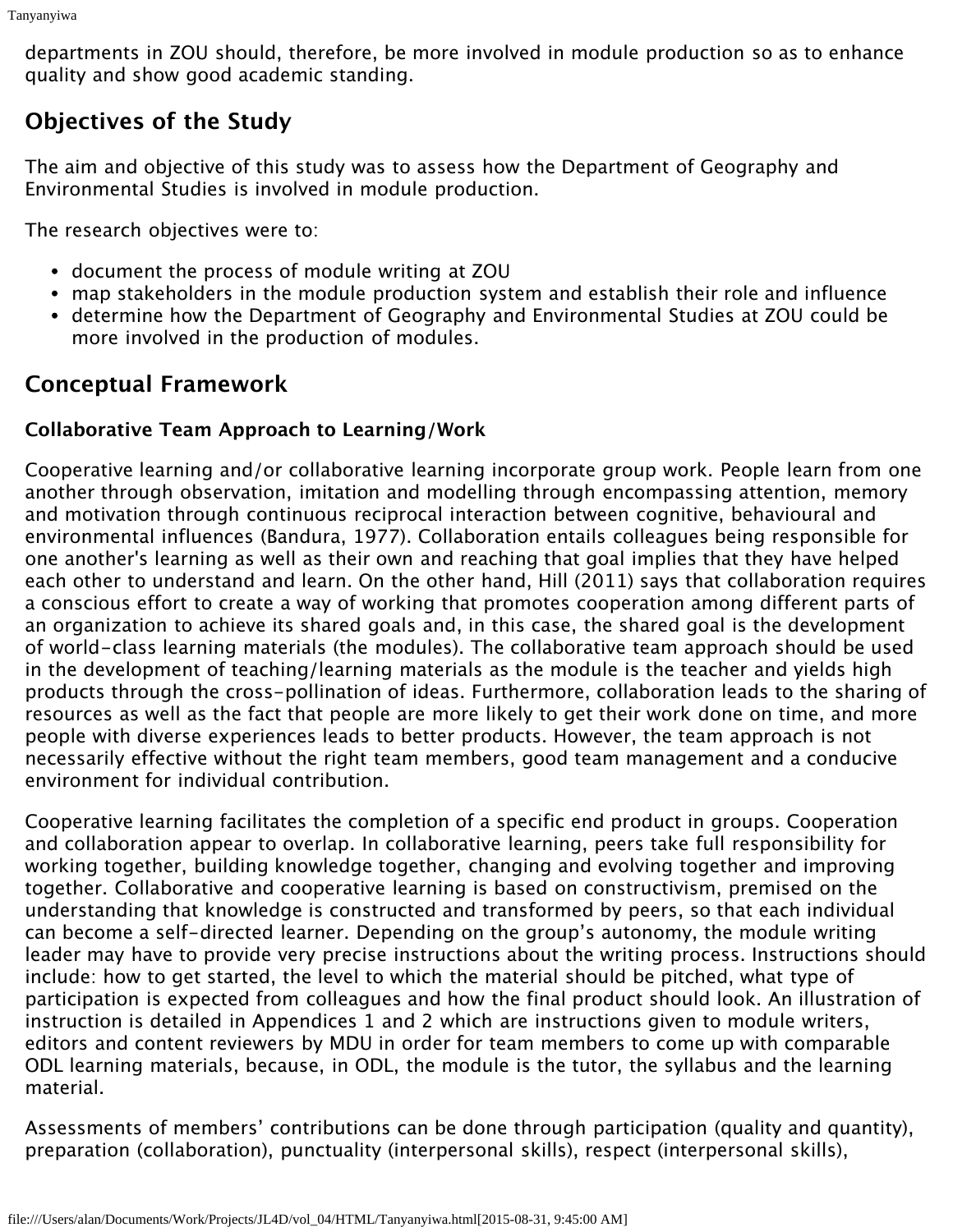departments in ZOU should, therefore, be more involved in module production so as to enhance quality and show good academic standing.

## Objectives of the Study

The aim and objective of this study was to assess how the Department of Geography and Environmental Studies is involved in module production.

The research objectives were to:

- document the process of module writing at ZOU
- map stakeholders in the module production system and establish their role and influence
- determine how the Department of Geography and Environmental Studies at ZOU could be more involved in the production of modules.

## Conceptual Framework

### Collaborative Team Approach to Learning/Work

Cooperative learning and/or collaborative learning incorporate group work. People learn from one another through observation, imitation and modelling through encompassing attention, memory and motivation through continuous reciprocal interaction between cognitive, behavioural and environmental influences (Bandura, 1977). Collaboration entails colleagues being responsible for one another's learning as well as their own and reaching that goal implies that they have helped each other to understand and learn. On the other hand, Hill (2011) says that collaboration requires a conscious effort to create a way of working that promotes cooperation among different parts of an organization to achieve its shared goals and, in this case, the shared goal is the development of world-class learning materials (the modules). The collaborative team approach should be used in the development of teaching/learning materials as the module is the teacher and yields high products through the cross-pollination of ideas. Furthermore, collaboration leads to the sharing of resources as well as the fact that people are more likely to get their work done on time, and more people with diverse experiences leads to better products. However, the team approach is not necessarily effective without the right team members, good team management and a conducive environment for individual contribution.

Cooperative learning facilitates the completion of a specific end product in groups. Cooperation and collaboration appear to overlap. In collaborative learning, peers take full responsibility for working together, building knowledge together, changing and evolving together and improving together. Collaborative and cooperative learning is based on constructivism, premised on the understanding that knowledge is constructed and transformed by peers, so that each individual can become a self-directed learner. Depending on the group's autonomy, the module writing leader may have to provide very precise instructions about the writing process. Instructions should include: how to get started, the level to which the material should be pitched, what type of participation is expected from colleagues and how the final product should look. An illustration of instruction is detailed in Appendices 1 and 2 which are instructions given to module writers, editors and content reviewers by MDU in order for team members to come up with comparable ODL learning materials, because, in ODL, the module is the tutor, the syllabus and the learning material.

Assessments of members' contributions can be done through participation (quality and quantity), preparation (collaboration), punctuality (interpersonal skills), respect (interpersonal skills),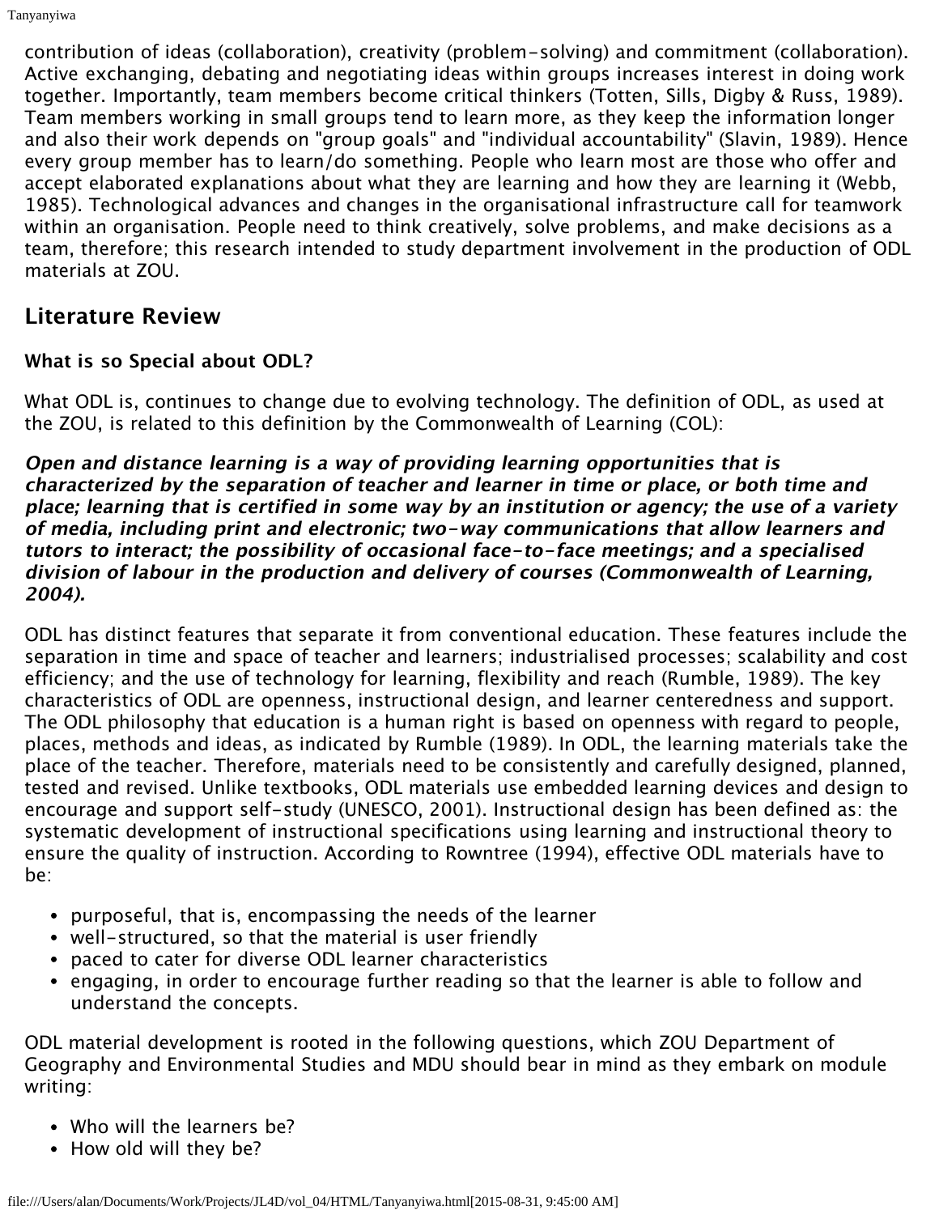contribution of ideas (collaboration), creativity (problem-solving) and commitment (collaboration). Active exchanging, debating and negotiating ideas within groups increases interest in doing work together. Importantly, team members become critical thinkers (Totten, Sills, Digby & Russ, 1989). Team members working in small groups tend to learn more, as they keep the information longer and also their work depends on "group goals" and "individual accountability" (Slavin, 1989). Hence every group member has to learn/do something. People who learn most are those who offer and accept elaborated explanations about what they are learning and how they are learning it (Webb, 1985). Technological advances and changes in the organisational infrastructure call for teamwork within an organisation. People need to think creatively, solve problems, and make decisions as a team, therefore; this research intended to study department involvement in the production of ODL materials at ZOU.

## Literature Review

### What is so Special about ODL?

What ODL is, continues to change due to evolving technology. The definition of ODL, as used at the ZOU, is related to this definition by the Commonwealth of Learning (COL):

***Open and distance learning is a way of providing learning opportunities that is characterized by the separation of teacher and learner in time or place, or both time and place; learning that is certified in some way by an institution or agency; the use of a variety of media, including print and electronic; two-way communications that allow learners and tutors to interact; the possibility of occasional face-to-face meetings; and a specialised division of labour in the production and delivery of courses (Commonwealth of Learning, 2004).***

ODL has distinct features that separate it from conventional education. These features include the separation in time and space of teacher and learners; industrialised processes; scalability and cost efficiency; and the use of technology for learning, flexibility and reach (Rumble, 1989). The key characteristics of ODL are openness, instructional design, and learner centeredness and support. The ODL philosophy that education is a human right is based on openness with regard to people, places, methods and ideas, as indicated by Rumble (1989). In ODL, the learning materials take the place of the teacher. Therefore, materials need to be consistently and carefully designed, planned, tested and revised. Unlike textbooks, ODL materials use embedded learning devices and design to encourage and support self-study (UNESCO, 2001). Instructional design has been defined as: the systematic development of instructional specifications using learning and instructional theory to ensure the quality of instruction. According to Rowntree (1994), effective ODL materials have to be:

- purposeful, that is, encompassing the needs of the learner
- well-structured, so that the material is user friendly
- paced to cater for diverse ODL learner characteristics
- engaging, in order to encourage further reading so that the learner is able to follow and understand the concepts.

ODL material development is rooted in the following questions, which ZOU Department of Geography and Environmental Studies and MDU should bear in mind as they embark on module writing:

- Who will the learners be?
- How old will they be?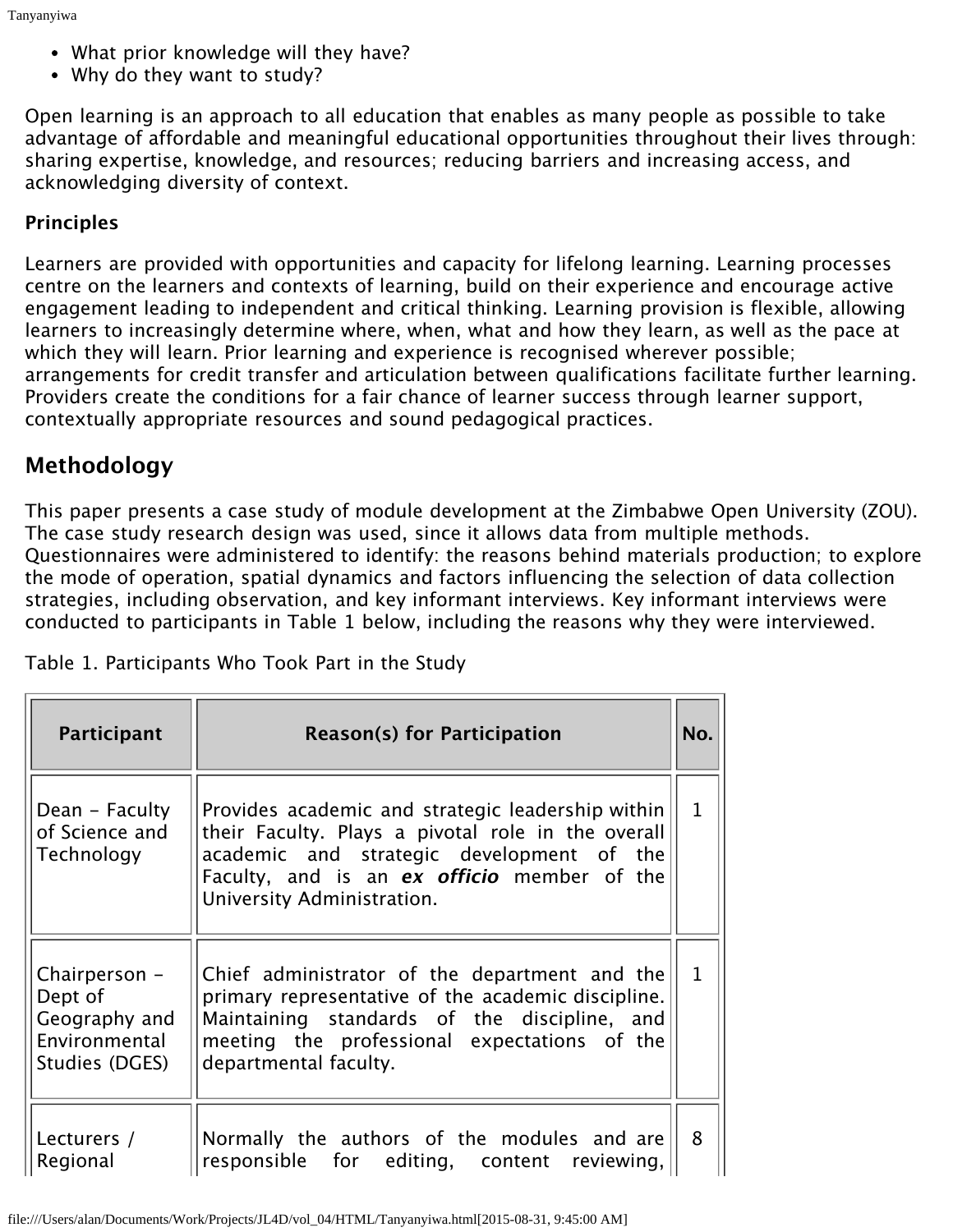- What prior knowledge will they have?
- Why do they want to study?

Open learning is an approach to all education that enables as many people as possible to take advantage of affordable and meaningful educational opportunities throughout their lives through: sharing expertise, knowledge, and resources; reducing barriers and increasing access, and acknowledging diversity of context.

**Principles**

Learners are provided with opportunities and capacity for lifelong learning. Learning processes centre on the learners and contexts of learning, build on their experience and encourage active engagement leading to independent and critical thinking. Learning provision is flexible, allowing learners to increasingly determine where, when, what and how they learn, as well as the pace at which they will learn. Prior learning and experience is recognised wherever possible; arrangements for credit transfer and articulation between qualifications facilitate further learning. Providers create the conditions for a fair chance of learner success through learner support, contextually appropriate resources and sound pedagogical practices.

## Methodology

This paper presents a case study of module development at the Zimbabwe Open University (ZOU). The case study research design was used, since it allows data from multiple methods. Questionnaires were administered to identify: the reasons behind materials production; to explore the mode of operation, spatial dynamics and factors influencing the selection of data collection strategies, including observation, and key informant interviews. Key informant interviews were conducted to participants in Table 1 below, including the reasons why they were interviewed.

Table 1. Participants Who Took Part in the Study

| Participant | Reason(s) for Participation | No. |
| --- | --- | --- |
| Dean – Faculty of Science and Technology | Provides academic and strategic leadership within their Faculty. Plays a pivotal role in the overall academic and strategic development of the Faculty, and is an ***ex officio*** member of the University Administration. | 1 |
| Chairperson – Dept of Geography and Environmental Studies (DGES) | Chief administrator of the department and the primary representative of the academic discipline. Maintaining standards of the discipline, and meeting the professional expectations of the departmental faculty. | 1 |
| Lecturers / Regional | Normally the authors of the modules and are responsible for editing, content reviewing, | 8 |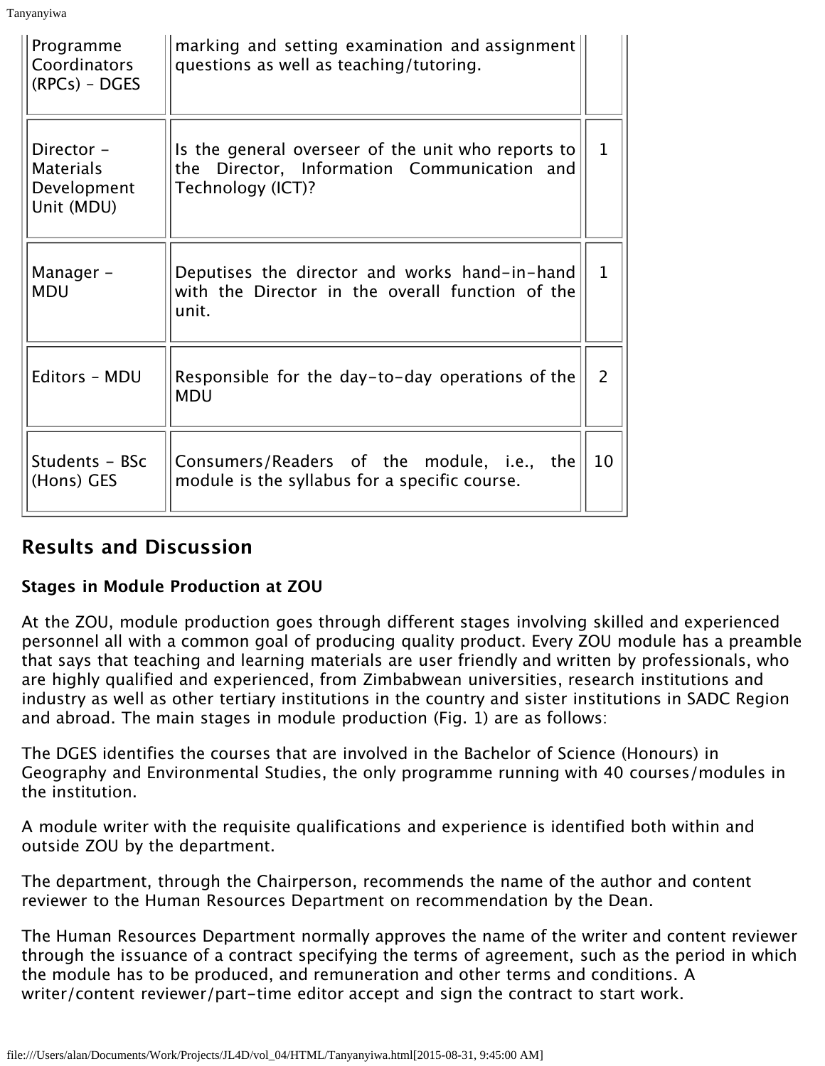| | | |
|---|---|---|
| Programme Coordinators (RPCs) – DGES | marking and setting examination and assignment questions as well as teaching/tutoring. | |
| Director – Materials Development Unit (MDU) | Is the general overseer of the unit who reports to the Director, Information Communication and Technology (ICT)? | 1 |
| Manager – MDU | Deputises the director and works hand-in-hand with the Director in the overall function of the unit. | 1 |
| Editors – MDU | Responsible for the day-to-day operations of the MDU | 2 |
| Students – BSc (Hons) GES | Consumers/Readers of the module, i.e., the module is the syllabus for a specific course. | 10 |

## Results and Discussion

### Stages in Module Production at ZOU

At the ZOU, module production goes through different stages involving skilled and experienced personnel all with a common goal of producing quality product. Every ZOU module has a preamble that says that teaching and learning materials are user friendly and written by professionals, who are highly qualified and experienced, from Zimbabwean universities, research institutions and industry as well as other tertiary institutions in the country and sister institutions in SADC Region and abroad. The main stages in module production (Fig. 1) are as follows:

The DGES identifies the courses that are involved in the Bachelor of Science (Honours) in Geography and Environmental Studies, the only programme running with 40 courses/modules in the institution.

A module writer with the requisite qualifications and experience is identified both within and outside ZOU by the department.

The department, through the Chairperson, recommends the name of the author and content reviewer to the Human Resources Department on recommendation by the Dean.

The Human Resources Department normally approves the name of the writer and content reviewer through the issuance of a contract specifying the terms of agreement, such as the period in which the module has to be produced, and remuneration and other terms and conditions. A writer/content reviewer/part-time editor accept and sign the contract to start work.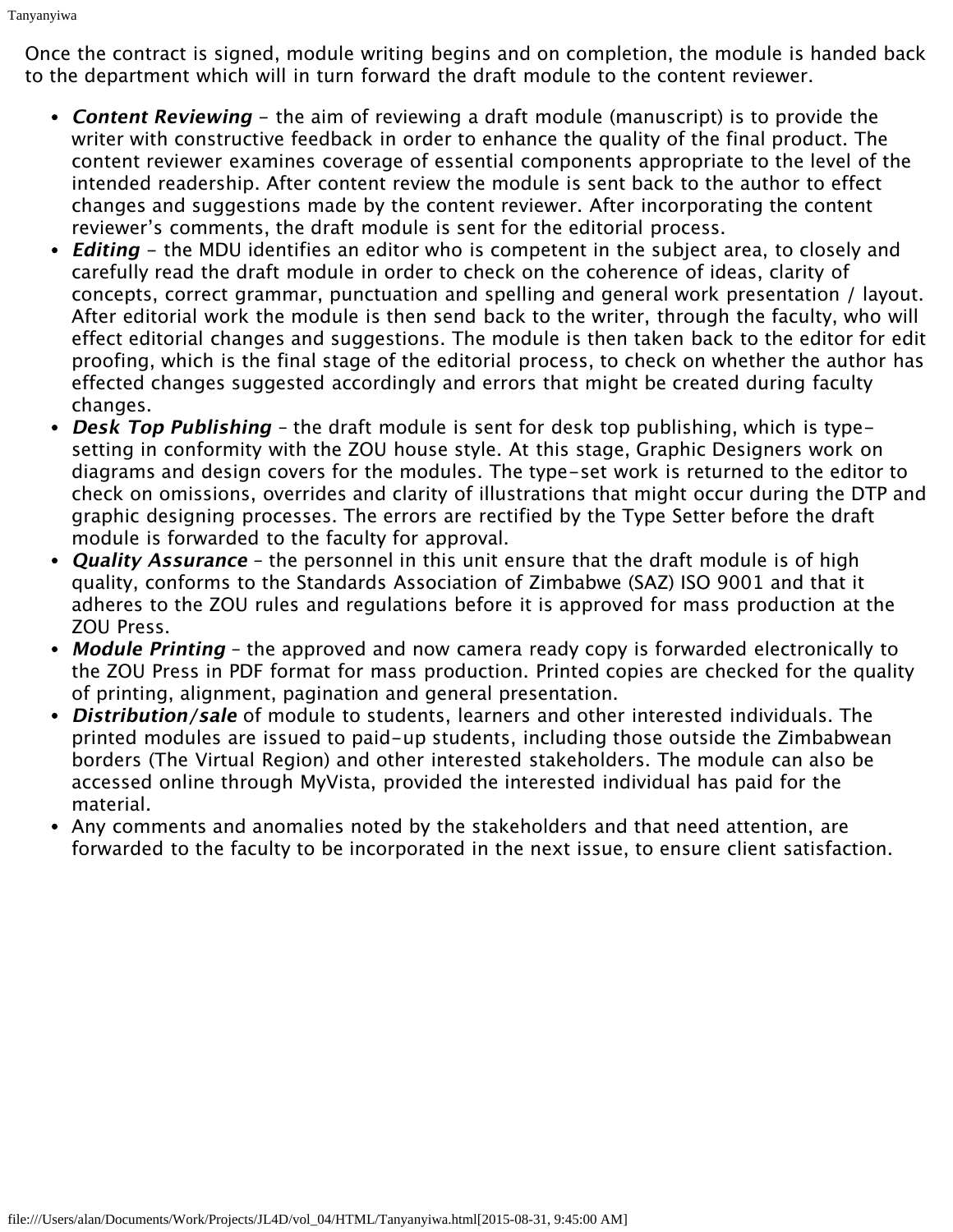Once the contract is signed, module writing begins and on completion, the module is handed back to the department which will in turn forward the draft module to the content reviewer.

- ***Content Reviewing*** - the aim of reviewing a draft module (manuscript) is to provide the writer with constructive feedback in order to enhance the quality of the final product. The content reviewer examines coverage of essential components appropriate to the level of the intended readership. After content review the module is sent back to the author to effect changes and suggestions made by the content reviewer. After incorporating the content reviewer's comments, the draft module is sent for the editorial process.
- ***Editing*** - the MDU identifies an editor who is competent in the subject area, to closely and carefully read the draft module in order to check on the coherence of ideas, clarity of concepts, correct grammar, punctuation and spelling and general work presentation / layout. After editorial work the module is then send back to the writer, through the faculty, who will effect editorial changes and suggestions. The module is then taken back to the editor for edit proofing, which is the final stage of the editorial process, to check on whether the author has effected changes suggested accordingly and errors that might be created during faculty changes.
- ***Desk Top Publishing*** – the draft module is sent for desk top publishing, which is type-setting in conformity with the ZOU house style. At this stage, Graphic Designers work on diagrams and design covers for the modules. The type-set work is returned to the editor to check on omissions, overrides and clarity of illustrations that might occur during the DTP and graphic designing processes. The errors are rectified by the Type Setter before the draft module is forwarded to the faculty for approval.
- ***Quality Assurance*** – the personnel in this unit ensure that the draft module is of high quality, conforms to the Standards Association of Zimbabwe (SAZ) ISO 9001 and that it adheres to the ZOU rules and regulations before it is approved for mass production at the ZOU Press.
- ***Module Printing*** – the approved and now camera ready copy is forwarded electronically to the ZOU Press in PDF format for mass production. Printed copies are checked for the quality of printing, alignment, pagination and general presentation.
- ***Distribution/sale*** of module to students, learners and other interested individuals. The printed modules are issued to paid-up students, including those outside the Zimbabwean borders (The Virtual Region) and other interested stakeholders. The module can also be accessed online through MyVista, provided the interested individual has paid for the material.
- Any comments and anomalies noted by the stakeholders and that need attention, are forwarded to the faculty to be incorporated in the next issue, to ensure client satisfaction.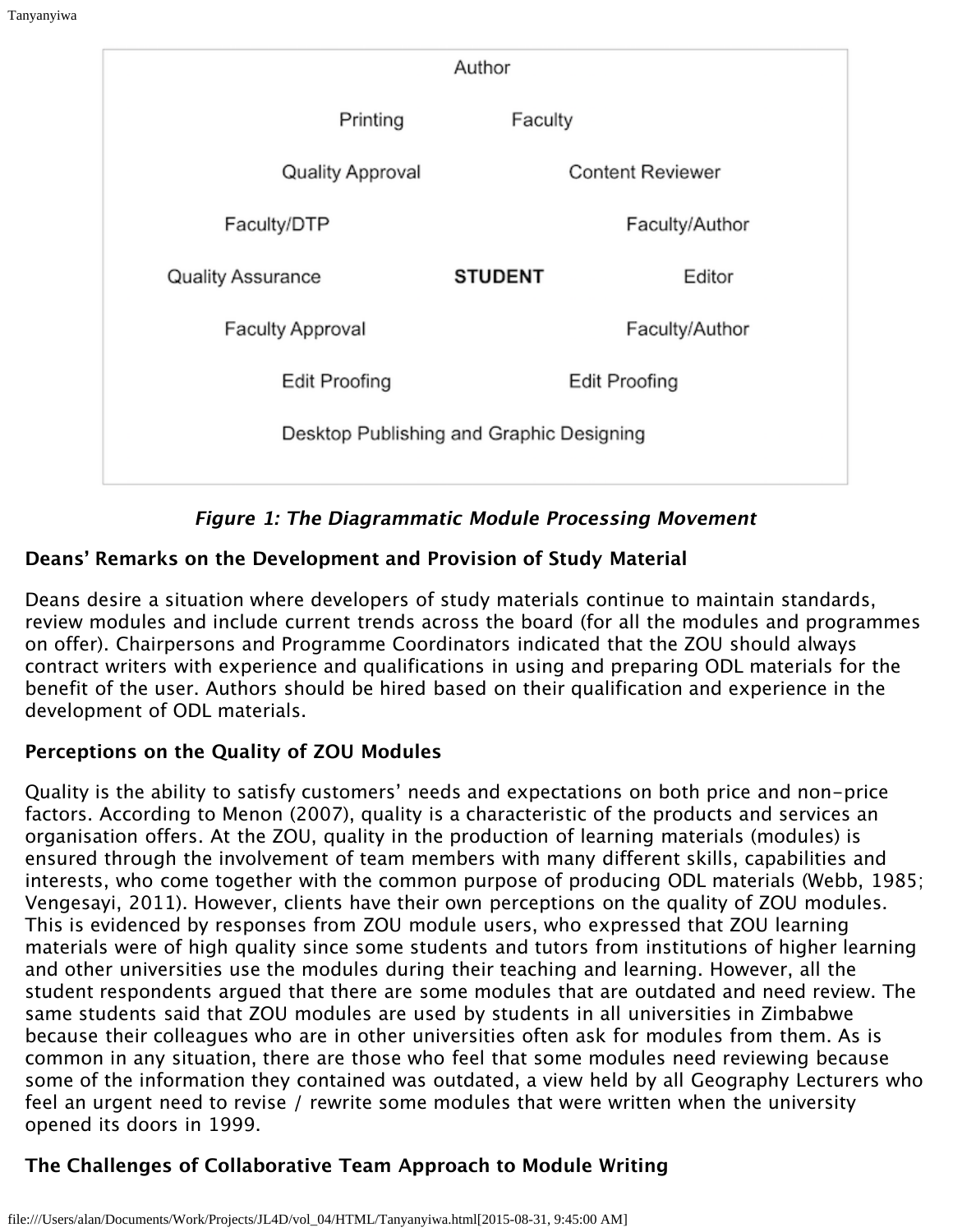Author

Printing Faculty

Quality Approval Content Reviewer

Faculty/DTP Faculty/Author

Quality Assurance **STUDENT** Editor

Faculty Approval Faculty/Author

Edit Proofing Edit Proofing

Desktop Publishing and Graphic Designing

***Figure 1: The Diagrammatic Module Processing Movement***

### Deans' Remarks on the Development and Provision of Study Material

Deans desire a situation where developers of study materials continue to maintain standards, review modules and include current trends across the board (for all the modules and programmes on offer). Chairpersons and Programme Coordinators indicated that the ZOU should always contract writers with experience and qualifications in using and preparing ODL materials for the benefit of the user. Authors should be hired based on their qualification and experience in the development of ODL materials.

### Perceptions on the Quality of ZOU Modules

Quality is the ability to satisfy customers' needs and expectations on both price and non-price factors. According to Menon (2007), quality is a characteristic of the products and services an organisation offers. At the ZOU, quality in the production of learning materials (modules) is ensured through the involvement of team members with many different skills, capabilities and interests, who come together with the common purpose of producing ODL materials (Webb, 1985; Vengesayi, 2011). However, clients have their own perceptions on the quality of ZOU modules. This is evidenced by responses from ZOU module users, who expressed that ZOU learning materials were of high quality since some students and tutors from institutions of higher learning and other universities use the modules during their teaching and learning. However, all the student respondents argued that there are some modules that are outdated and need review. The same students said that ZOU modules are used by students in all universities in Zimbabwe because their colleagues who are in other universities often ask for modules from them. As is common in any situation, there are those who feel that some modules need reviewing because some of the information they contained was outdated, a view held by all Geography Lecturers who feel an urgent need to revise / rewrite some modules that were written when the university opened its doors in 1999.

### The Challenges of Collaborative Team Approach to Module Writing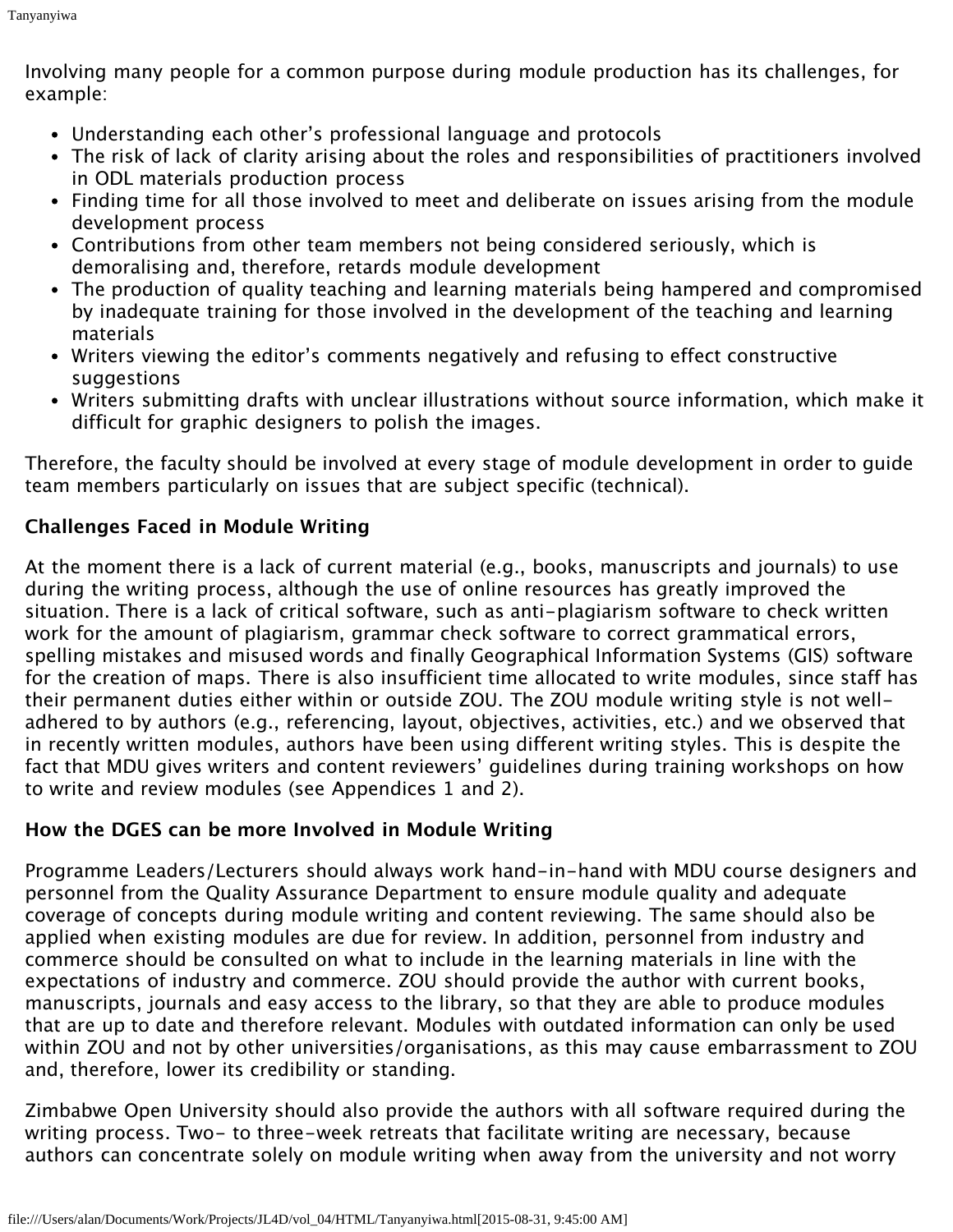Involving many people for a common purpose during module production has its challenges, for example:

- Understanding each other's professional language and protocols
- The risk of lack of clarity arising about the roles and responsibilities of practitioners involved in ODL materials production process
- Finding time for all those involved to meet and deliberate on issues arising from the module development process
- Contributions from other team members not being considered seriously, which is demoralising and, therefore, retards module development
- The production of quality teaching and learning materials being hampered and compromised by inadequate training for those involved in the development of the teaching and learning materials
- Writers viewing the editor's comments negatively and refusing to effect constructive suggestions
- Writers submitting drafts with unclear illustrations without source information, which make it difficult for graphic designers to polish the images.

Therefore, the faculty should be involved at every stage of module development in order to guide team members particularly on issues that are subject specific (technical).

**Challenges Faced in Module Writing**

At the moment there is a lack of current material (e.g., books, manuscripts and journals) to use during the writing process, although the use of online resources has greatly improved the situation. There is a lack of critical software, such as anti-plagiarism software to check written work for the amount of plagiarism, grammar check software to correct grammatical errors, spelling mistakes and misused words and finally Geographical Information Systems (GIS) software for the creation of maps. There is also insufficient time allocated to write modules, since staff has their permanent duties either within or outside ZOU. The ZOU module writing style is not well-adhered to by authors (e.g., referencing, layout, objectives, activities, etc.) and we observed that in recently written modules, authors have been using different writing styles. This is despite the fact that MDU gives writers and content reviewers' guidelines during training workshops on how to write and review modules (see Appendices 1 and 2).

**How the DGES can be more Involved in Module Writing**

Programme Leaders/Lecturers should always work hand-in-hand with MDU course designers and personnel from the Quality Assurance Department to ensure module quality and adequate coverage of concepts during module writing and content reviewing. The same should also be applied when existing modules are due for review. In addition, personnel from industry and commerce should be consulted on what to include in the learning materials in line with the expectations of industry and commerce. ZOU should provide the author with current books, manuscripts, journals and easy access to the library, so that they are able to produce modules that are up to date and therefore relevant. Modules with outdated information can only be used within ZOU and not by other universities/organisations, as this may cause embarrassment to ZOU and, therefore, lower its credibility or standing.

Zimbabwe Open University should also provide the authors with all software required during the writing process. Two- to three-week retreats that facilitate writing are necessary, because authors can concentrate solely on module writing when away from the university and not worry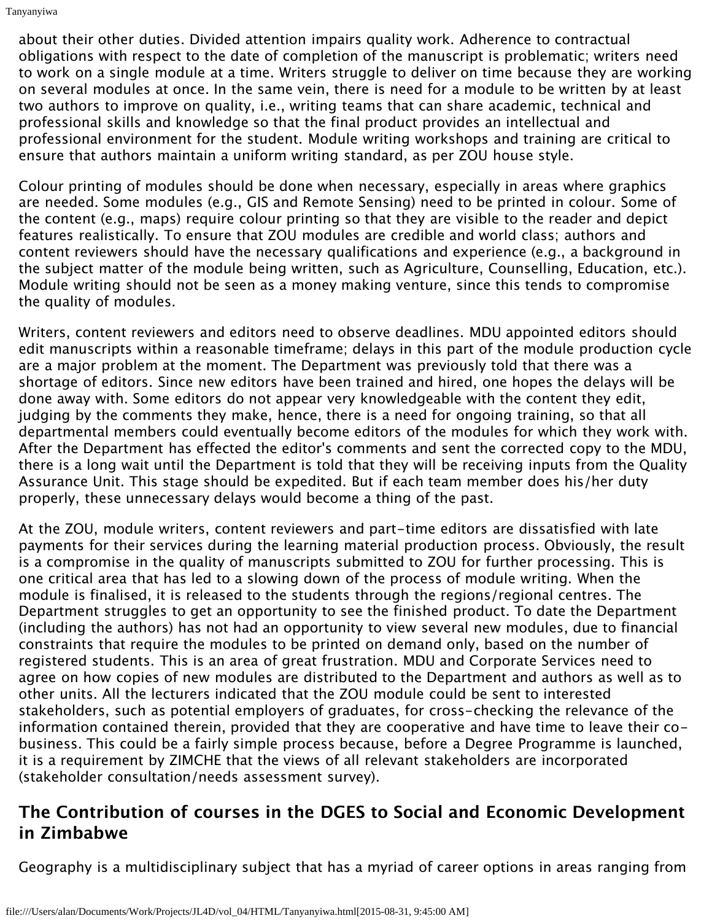about their other duties. Divided attention impairs quality work. Adherence to contractual obligations with respect to the date of completion of the manuscript is problematic; writers need to work on a single module at a time. Writers struggle to deliver on time because they are working on several modules at once. In the same vein, there is need for a module to be written by at least two authors to improve on quality, i.e., writing teams that can share academic, technical and professional skills and knowledge so that the final product provides an intellectual and professional environment for the student. Module writing workshops and training are critical to ensure that authors maintain a uniform writing standard, as per ZOU house style.

Colour printing of modules should be done when necessary, especially in areas where graphics are needed. Some modules (e.g., GIS and Remote Sensing) need to be printed in colour. Some of the content (e.g., maps) require colour printing so that they are visible to the reader and depict features realistically. To ensure that ZOU modules are credible and world class; authors and content reviewers should have the necessary qualifications and experience (e.g., a background in the subject matter of the module being written, such as Agriculture, Counselling, Education, etc.). Module writing should not be seen as a money making venture, since this tends to compromise the quality of modules.

Writers, content reviewers and editors need to observe deadlines. MDU appointed editors should edit manuscripts within a reasonable timeframe; delays in this part of the module production cycle are a major problem at the moment. The Department was previously told that there was a shortage of editors. Since new editors have been trained and hired, one hopes the delays will be done away with. Some editors do not appear very knowledgeable with the content they edit, judging by the comments they make, hence, there is a need for ongoing training, so that all departmental members could eventually become editors of the modules for which they work with. After the Department has effected the editor's comments and sent the corrected copy to the MDU, there is a long wait until the Department is told that they will be receiving inputs from the Quality Assurance Unit. This stage should be expedited. But if each team member does his/her duty properly, these unnecessary delays would become a thing of the past.

At the ZOU, module writers, content reviewers and part-time editors are dissatisfied with late payments for their services during the learning material production process. Obviously, the result is a compromise in the quality of manuscripts submitted to ZOU for further processing. This is one critical area that has led to a slowing down of the process of module writing. When the module is finalised, it is released to the students through the regions/regional centres. The Department struggles to get an opportunity to see the finished product. To date the Department (including the authors) has not had an opportunity to view several new modules, due to financial constraints that require the modules to be printed on demand only, based on the number of registered students. This is an area of great frustration. MDU and Corporate Services need to agree on how copies of new modules are distributed to the Department and authors as well as to other units. All the lecturers indicated that the ZOU module could be sent to interested stakeholders, such as potential employers of graduates, for cross-checking the relevance of the information contained therein, provided that they are cooperative and have time to leave their co-business. This could be a fairly simple process because, before a Degree Programme is launched, it is a requirement by ZIMCHE that the views of all relevant stakeholders are incorporated (stakeholder consultation/needs assessment survey).

## The Contribution of courses in the DGES to Social and Economic Development in Zimbabwe

Geography is a multidisciplinary subject that has a myriad of career options in areas ranging from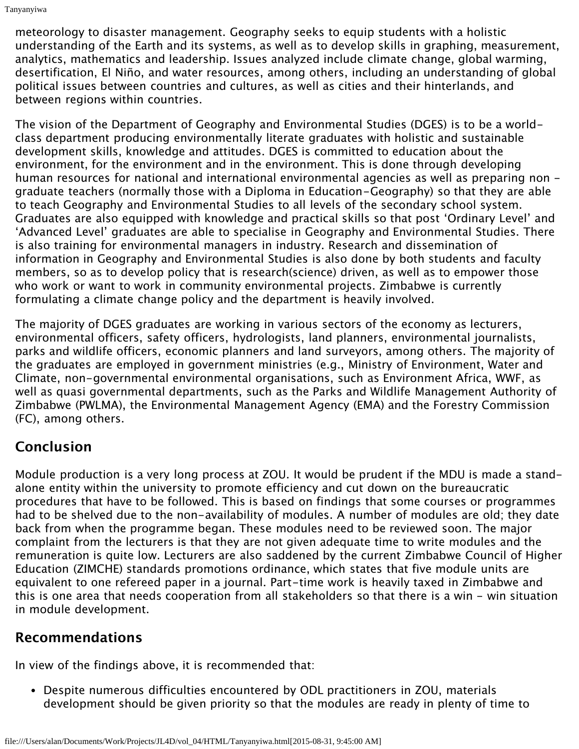meteorology to disaster management. Geography seeks to equip students with a holistic understanding of the Earth and its systems, as well as to develop skills in graphing, measurement, analytics, mathematics and leadership. Issues analyzed include climate change, global warming, desertification, El Niño, and water resources, among others, including an understanding of global political issues between countries and cultures, as well as cities and their hinterlands, and between regions within countries.

The vision of the Department of Geography and Environmental Studies (DGES) is to be a world-class department producing environmentally literate graduates with holistic and sustainable development skills, knowledge and attitudes. DGES is committed to education about the environment, for the environment and in the environment. This is done through developing human resources for national and international environmental agencies as well as preparing non - graduate teachers (normally those with a Diploma in Education-Geography) so that they are able to teach Geography and Environmental Studies to all levels of the secondary school system. Graduates are also equipped with knowledge and practical skills so that post 'Ordinary Level' and 'Advanced Level' graduates are able to specialise in Geography and Environmental Studies. There is also training for environmental managers in industry. Research and dissemination of information in Geography and Environmental Studies is also done by both students and faculty members, so as to develop policy that is research(science) driven, as well as to empower those who work or want to work in community environmental projects. Zimbabwe is currently formulating a climate change policy and the department is heavily involved.

The majority of DGES graduates are working in various sectors of the economy as lecturers, environmental officers, safety officers, hydrologists, land planners, environmental journalists, parks and wildlife officers, economic planners and land surveyors, among others. The majority of the graduates are employed in government ministries (e.g., Ministry of Environment, Water and Climate, non-governmental environmental organisations, such as Environment Africa, WWF, as well as quasi governmental departments, such as the Parks and Wildlife Management Authority of Zimbabwe (PWLMA), the Environmental Management Agency (EMA) and the Forestry Commission (FC), among others.

## Conclusion

Module production is a very long process at ZOU. It would be prudent if the MDU is made a stand-alone entity within the university to promote efficiency and cut down on the bureaucratic procedures that have to be followed. This is based on findings that some courses or programmes had to be shelved due to the non-availability of modules. A number of modules are old; they date back from when the programme began. These modules need to be reviewed soon. The major complaint from the lecturers is that they are not given adequate time to write modules and the remuneration is quite low. Lecturers are also saddened by the current Zimbabwe Council of Higher Education (ZIMCHE) standards promotions ordinance, which states that five module units are equivalent to one refereed paper in a journal. Part-time work is heavily taxed in Zimbabwe and this is one area that needs cooperation from all stakeholders so that there is a win - win situation in module development.

## Recommendations

In view of the findings above, it is recommended that:

- Despite numerous difficulties encountered by ODL practitioners in ZOU, materials development should be given priority so that the modules are ready in plenty of time to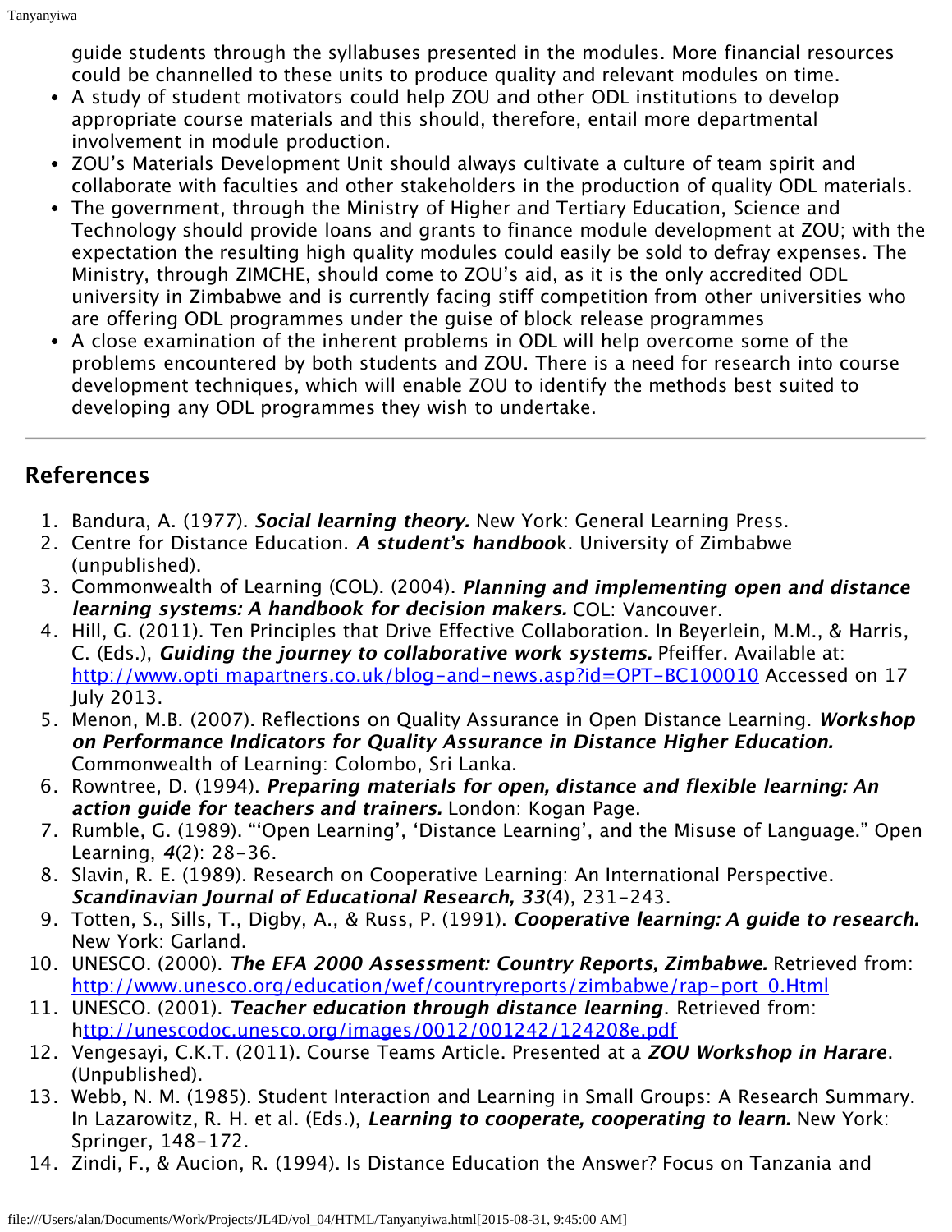guide students through the syllabuses presented in the modules. More financial resources could be channelled to these units to produce quality and relevant modules on time.
- A study of student motivators could help ZOU and other ODL institutions to develop appropriate course materials and this should, therefore, entail more departmental involvement in module production.
- ZOU's Materials Development Unit should always cultivate a culture of team spirit and collaborate with faculties and other stakeholders in the production of quality ODL materials.
- The government, through the Ministry of Higher and Tertiary Education, Science and Technology should provide loans and grants to finance module development at ZOU; with the expectation the resulting high quality modules could easily be sold to defray expenses. The Ministry, through ZIMCHE, should come to ZOU's aid, as it is the only accredited ODL university in Zimbabwe and is currently facing stiff competition from other universities who are offering ODL programmes under the guise of block release programmes
- A close examination of the inherent problems in ODL will help overcome some of the problems encountered by both students and ZOU. There is a need for research into course development techniques, which will enable ZOU to identify the methods best suited to developing any ODL programmes they wish to undertake.

---

## References

1. Bandura, A. (1977). ***Social learning theory.*** New York: General Learning Press.
2. Centre for Distance Education. ***A student's handboo***k. University of Zimbabwe (unpublished).
3. Commonwealth of Learning (COL). (2004). ***Planning and implementing open and distance learning systems: A handbook for decision makers.*** COL: Vancouver.
4. Hill, G. (2011). Ten Principles that Drive Effective Collaboration. In Beyerlein, M.M., & Harris, C. (Eds.), ***Guiding the journey to collaborative work systems.*** Pfeiffer. Available at: http://www.opti mapartners.co.uk/blog-and-news.asp?id=OPT-BC100010 Accessed on 17 July 2013.
5. Menon, M.B. (2007). Reflections on Quality Assurance in Open Distance Learning. ***Workshop on Performance Indicators for Quality Assurance in Distance Higher Education.*** Commonwealth of Learning: Colombo, Sri Lanka.
6. Rowntree, D. (1994). ***Preparing materials for open, distance and flexible learning: An action guide for teachers and trainers.*** London: Kogan Page.
7. Rumble, G. (1989). "'Open Learning', 'Distance Learning', and the Misuse of Language." Open Learning, ***4***(2): 28-36.
8. Slavin, R. E. (1989). Research on Cooperative Learning: An International Perspective. ***Scandinavian Journal of Educational Research, 33***(4), 231-243.
9. Totten, S., Sills, T., Digby, A., & Russ, P. (1991). ***Cooperative learning: A guide to research.*** New York: Garland.
10. UNESCO. (2000). ***The EFA 2000 Assessment: Country Reports, Zimbabwe.*** Retrieved from: http://www.unesco.org/education/wef/countryreports/zimbabwe/rap-port_0.Html
11. UNESCO. (2001). ***Teacher education through distance learning***. Retrieved from: http://unescodoc.unesco.org/images/0012/001242/124208e.pdf
12. Vengesayi, C.K.T. (2011). Course Teams Article. Presented at a ***ZOU Workshop in Harare***. (Unpublished).
13. Webb, N. M. (1985). Student Interaction and Learning in Small Groups: A Research Summary. In Lazarowitz, R. H. et al. (Eds.), ***Learning to cooperate, cooperating to learn.*** New York: Springer, 148-172.
14. Zindi, F., & Aucion, R. (1994). Is Distance Education the Answer? Focus on Tanzania and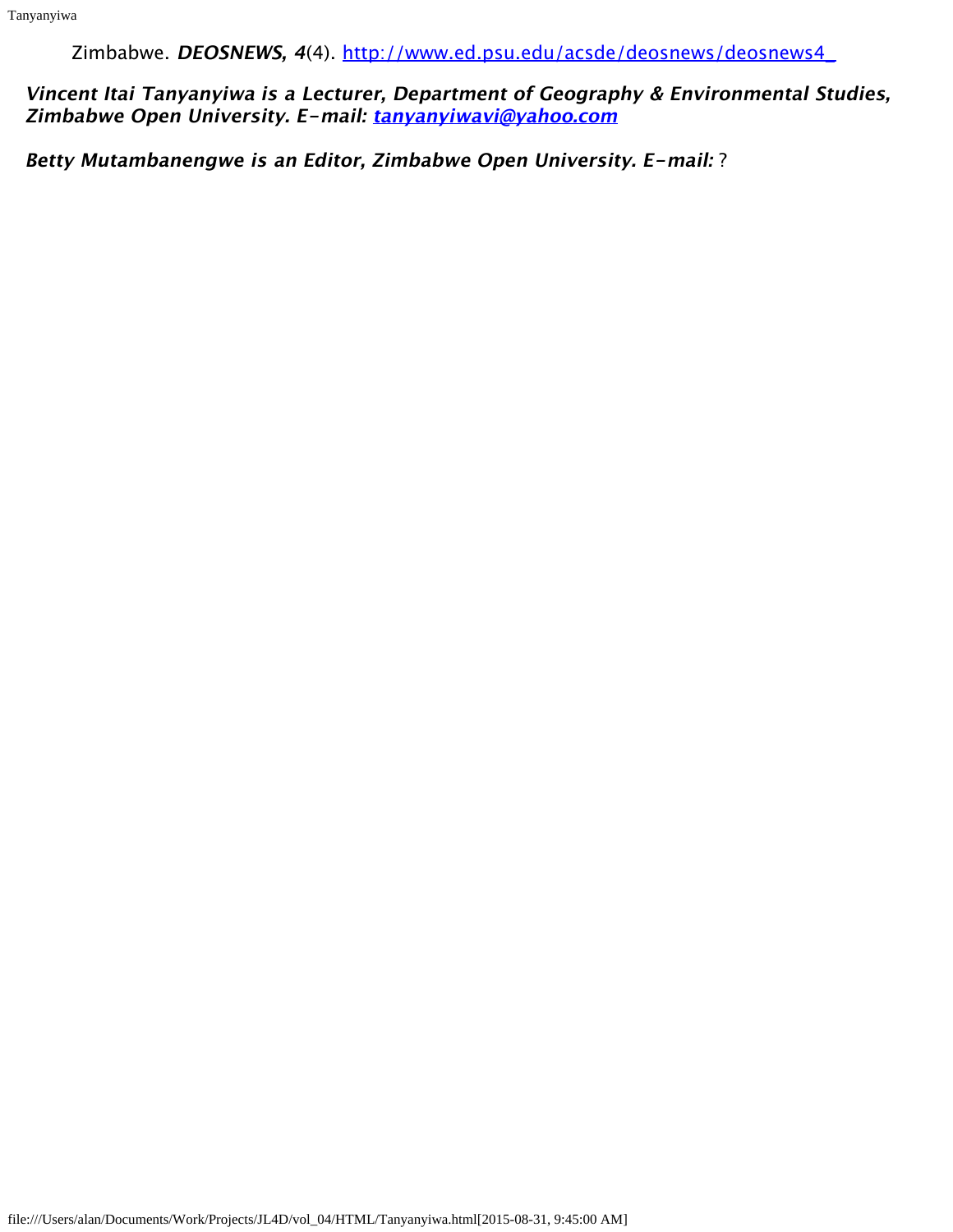Zimbabwe. ***DEOSNEWS, 4***(4). http://www.ed.psu.edu/acsde/deosnews/deosnews4_

***Vincent Itai Tanyanyiwa is a Lecturer, Department of Geography & Environmental Studies, Zimbabwe Open University. E-mail: tanyanyiwavi@yahoo.com***

***Betty Mutambanengwe is an Editor, Zimbabwe Open University. E-mail:*** ?